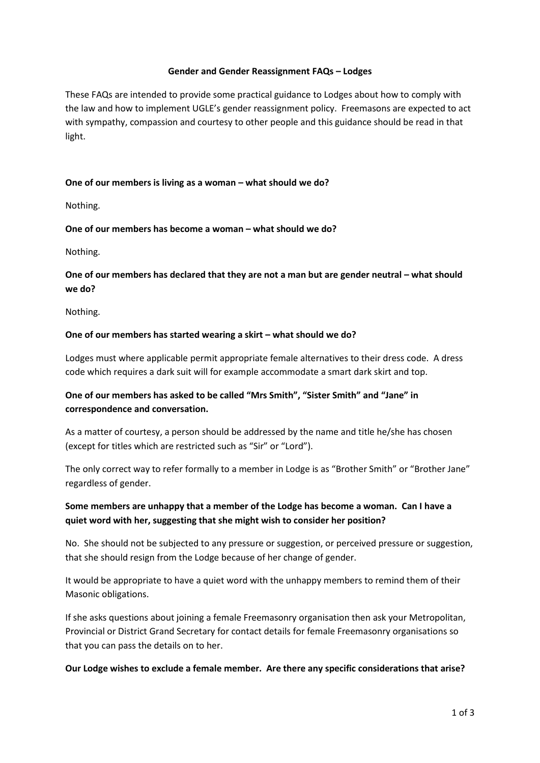## Gender and Gender Reassignment FAQs – Lodges

These FAQs are intended to provide some practical guidance to Lodges about how to comply with the law and how to implement UGLE's gender reassignment policy. Freemasons are expected to act with sympathy, compassion and courtesy to other people and this guidance should be read in that light.

**One of our members is living as a woman – what should we do?**

Nothing.

**One of our members has become a woman – what should we do?**

Nothing.

**One of our members has declared that they are not a man but are gender neutral – what should we do?**

Nothing.

**One of our members has started wearing a skirt – what should we do?**

Lodges must where applicable permit appropriate female alternatives to their dress code. A dress code which requires a dark suit will for example accommodate a smart dark skirt and top.

**One of our members has asked to be called "Mrs Smith", "Sister Smith" and "Jane" in correspondence and conversation.**

As a matter of courtesy, a person should be addressed by the name and title he/she has chosen (except for titles which are restricted such as "Sir" or "Lord").

The only correct way to refer formally to a member in Lodge is as "Brother Smith" or "Brother Jane" regardless of gender.

**Some members are unhappy that a member of the Lodge has become a woman. Can I have a quiet word with her, suggesting that she might wish to consider her position?**

No. She should not be subjected to any pressure or suggestion, or perceived pressure or suggestion, that she should resign from the Lodge because of her change of gender.

It would be appropriate to have a quiet word with the unhappy members to remind them of their Masonic obligations.

If she asks questions about joining a female Freemasonry organisation then ask your Metropolitan, Provincial or District Grand Secretary for contact details for female Freemasonry organisations so that you can pass the details on to her.

**Our Lodge wishes to exclude a female member. Are there any specific considerations that arise?**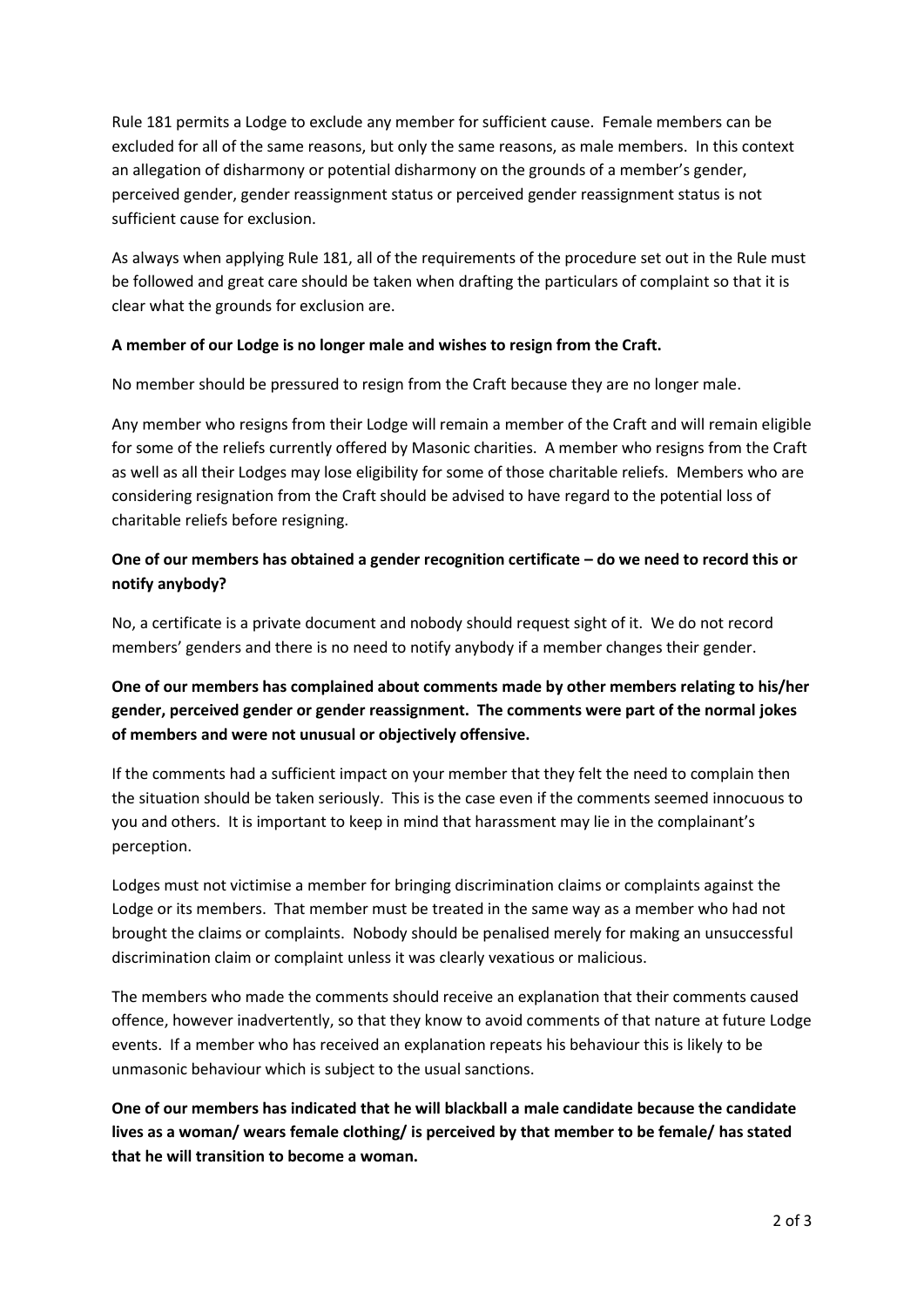Rule 181 permits a Lodge to exclude any member for sufficient cause. Female members can be excluded for all of the same reasons, but only the same reasons, as male members. In this context an allegation of disharmony or potential disharmony on the grounds of a member's gender, perceived gender, gender reassignment status or perceived gender reassignment status is not sufficient cause for exclusion.

As always when applying Rule 181, all of the requirements of the procedure set out in the Rule must be followed and great care should be taken when drafting the particulars of complaint so that it is clear what the grounds for exclusion are.

**A member of our Lodge is no longer male and wishes to resign from the Craft.**

No member should be pressured to resign from the Craft because they are no longer male.

Any member who resigns from their Lodge will remain a member of the Craft and will remain eligible for some of the reliefs currently offered by Masonic charities. A member who resigns from the Craft as well as all their Lodges may lose eligibility for some of those charitable reliefs. Members who are considering resignation from the Craft should be advised to have regard to the potential loss of charitable reliefs before resigning.

**One of our members has obtained a gender recognition certificate – do we need to record this or notify anybody?**

No, a certificate is a private document and nobody should request sight of it. We do not record members' genders and there is no need to notify anybody if a member changes their gender.

**One of our members has complained about comments made by other members relating to his/her gender, perceived gender or gender reassignment. The comments were part of the normal jokes of members and were not unusual or objectively offensive.**

If the comments had a sufficient impact on your member that they felt the need to complain then the situation should be taken seriously. This is the case even if the comments seemed innocuous to you and others. It is important to keep in mind that harassment may lie in the complainant's perception.

Lodges must not victimise a member for bringing discrimination claims or complaints against the Lodge or its members. That member must be treated in the same way as a member who had not brought the claims or complaints. Nobody should be penalised merely for making an unsuccessful discrimination claim or complaint unless it was clearly vexatious or malicious.

The members who made the comments should receive an explanation that their comments caused offence, however inadvertently, so that they know to avoid comments of that nature at future Lodge events. If a member who has received an explanation repeats his behaviour this is likely to be unmasonic behaviour which is subject to the usual sanctions.

**One of our members has indicated that he will blackball a male candidate because the candidate lives as a woman/ wears female clothing/ is perceived by that member to be female/ has stated that he will transition to become a woman.**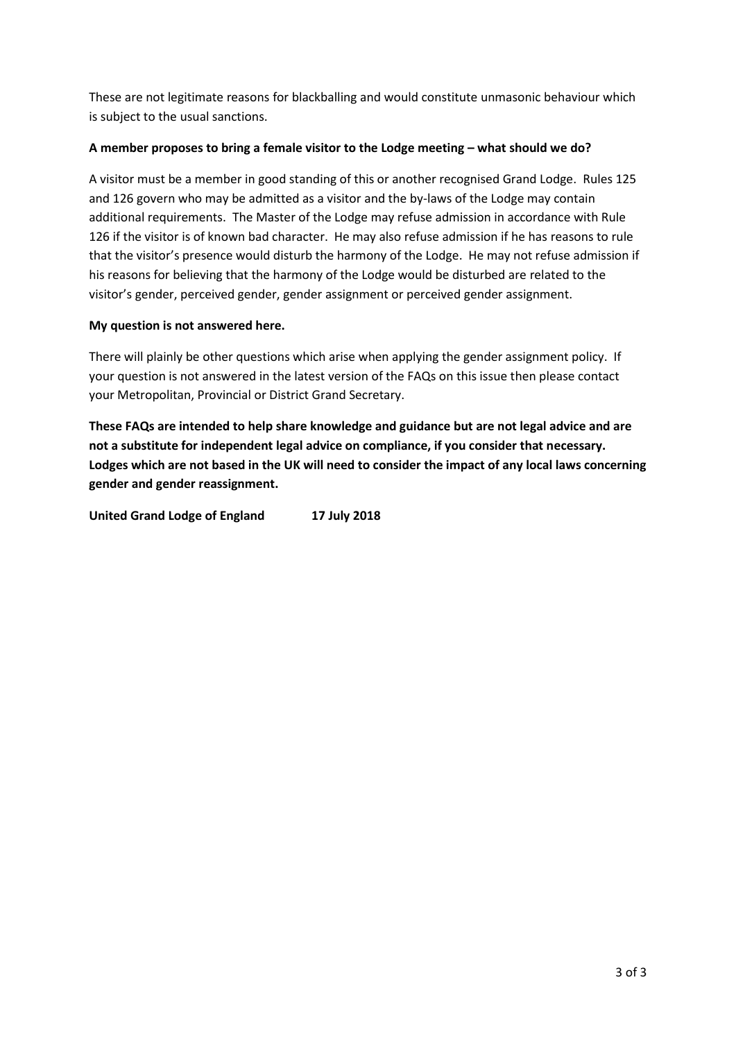These are not legitimate reasons for blackballing and would constitute unmasonic behaviour which is subject to the usual sanctions.

**A member proposes to bring a female visitor to the Lodge meeting – what should we do?**

A visitor must be a member in good standing of this or another recognised Grand Lodge. Rules 125 and 126 govern who may be admitted as a visitor and the by-laws of the Lodge may contain additional requirements. The Master of the Lodge may refuse admission in accordance with Rule 126 if the visitor is of known bad character. He may also refuse admission if he has reasons to rule that the visitor's presence would disturb the harmony of the Lodge. He may not refuse admission if his reasons for believing that the harmony of the Lodge would be disturbed are related to the visitor's gender, perceived gender, gender assignment or perceived gender assignment.

**My question is not answered here.**

There will plainly be other questions which arise when applying the gender assignment policy. If your question is not answered in the latest version of the FAQs on this issue then please contact your Metropolitan, Provincial or District Grand Secretary.

**These FAQs are intended to help share knowledge and guidance but are not legal advice and are not a substitute for independent legal advice on compliance, if you consider that necessary. Lodges which are not based in the UK will need to consider the impact of any local laws concerning gender and gender reassignment.**

**United Grand Lodge of England 17 July 2018**